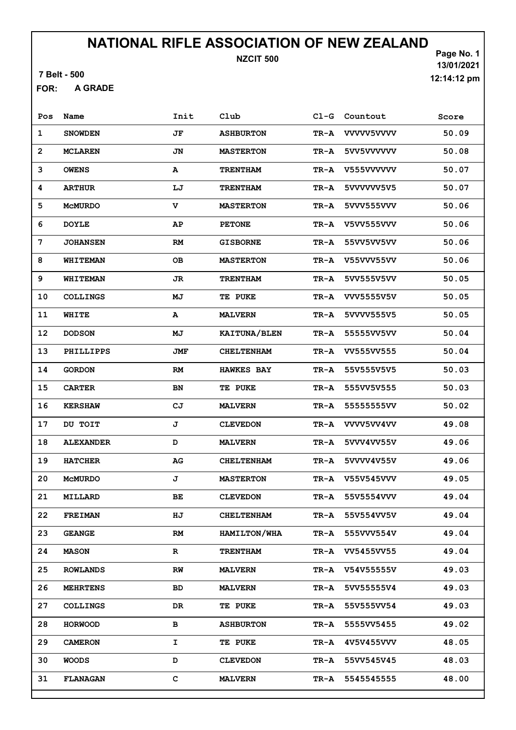# NATIONAL RIFLE ASSOCIATION OF NEW ZEALAND

**NZCIT 500**

7 Belt - 500

FOR: A GRADE

Page No. 1
13/01/2021
12:14:12 pm

| Pos | Name | Init | Club | Cl-G | Countout | Score |
|---|---|---|---|---|---|---|
| 1 | SNOWDEN | JF | ASHBURTON | TR-A | VVVVV5VVVV | 50.09 |
| 2 | MCLAREN | JN | MASTERTON | TR-A | 5VV5VVVVVV | 50.08 |
| 3 | OWENS | A | TRENTHAM | TR-A | V555VVVVVV | 50.07 |
| 4 | ARTHUR | LJ | TRENTHAM | TR-A | 5VVVVVV5V5 | 50.07 |
| 5 | McMURDO | V | MASTERTON | TR-A | 5VVV555VVV | 50.06 |
| 6 | DOYLE | AP | PETONE | TR-A | V5VV555VVV | 50.06 |
| 7 | JOHANSEN | RM | GISBORNE | TR-A | 55VV5VV5VV | 50.06 |
| 8 | WHITEMAN | OB | MASTERTON | TR-A | V55VVV55VV | 50.06 |
| 9 | WHITEMAN | JR | TRENTHAM | TR-A | 5VV555V5VV | 50.05 |
| 10 | COLLINGS | MJ | TE PUKE | TR-A | VVV5555V5V | 50.05 |
| 11 | WHITE | A | MALVERN | TR-A | 5VVVV555V5 | 50.05 |
| 12 | DODSON | MJ | KAITUNA/BLEN | TR-A | 55555VV5VV | 50.04 |
| 13 | PHILLIPPS | JMF | CHELTENHAM | TR-A | VV555VV555 | 50.04 |
| 14 | GORDON | RM | HAWKES BAY | TR-A | 55V555V5V5 | 50.03 |
| 15 | CARTER | BN | TE PUKE | TR-A | 555VV5V555 | 50.03 |
| 16 | KERSHAW | CJ | MALVERN | TR-A | 55555555VV | 50.02 |
| 17 | DU TOIT | J | CLEVEDON | TR-A | VVVV5VV4VV | 49.08 |
| 18 | ALEXANDER | D | MALVERN | TR-A | 5VVV4VV55V | 49.06 |
| 19 | HATCHER | AG | CHELTENHAM | TR-A | 5VVVV4V55V | 49.06 |
| 20 | McMURDO | J | MASTERTON | TR-A | V55V545VVV | 49.05 |
| 21 | MILLARD | BE | CLEVEDON | TR-A | 55V5554VVV | 49.04 |
| 22 | FREIMAN | HJ | CHELTENHAM | TR-A | 55V554VV5V | 49.04 |
| 23 | GEANGE | RM | HAMILTON/WHA | TR-A | 555VVV554V | 49.04 |
| 24 | MASON | R | TRENTHAM | TR-A | VV5455VV55 | 49.04 |
| 25 | ROWLANDS | RW | MALVERN | TR-A | V54V55555V | 49.03 |
| 26 | MEHRTENS | BD | MALVERN | TR-A | 5VV55555V4 | 49.03 |
| 27 | COLLINGS | DR | TE PUKE | TR-A | 55V555VV54 | 49.03 |
| 28 | HORWOOD | B | ASHBURTON | TR-A | 5555VV5455 | 49.02 |
| 29 | CAMERON | I | TE PUKE | TR-A | 4V5V455VVV | 48.05 |
| 30 | WOODS | D | CLEVEDON | TR-A | 55VV545V45 | 48.03 |
| 31 | FLANAGAN | C | MALVERN | TR-A | 5545545555 | 48.00 |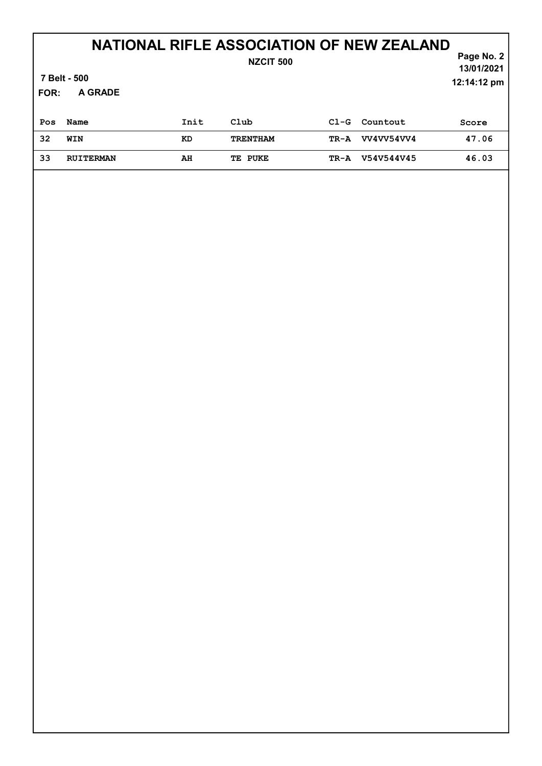# NATIONAL RIFLE ASSOCIATION OF NEW ZEALAND

**NZCIT 500**

**7 Belt - 500**

**FOR: A GRADE**

**13/01/2021**
**12:14:12 pm**

| Pos | Name | Init | Club | Cl-G | Countout | Score |
|---|---|---|---|---|---|---|
| 32 | WIN | KD | TRENTHAM | TR-A | VV4VV54VV4 | 47.06 |
| 33 | RUITERMAN | AH | TE PUKE | TR-A | V54V544V45 | 46.03 |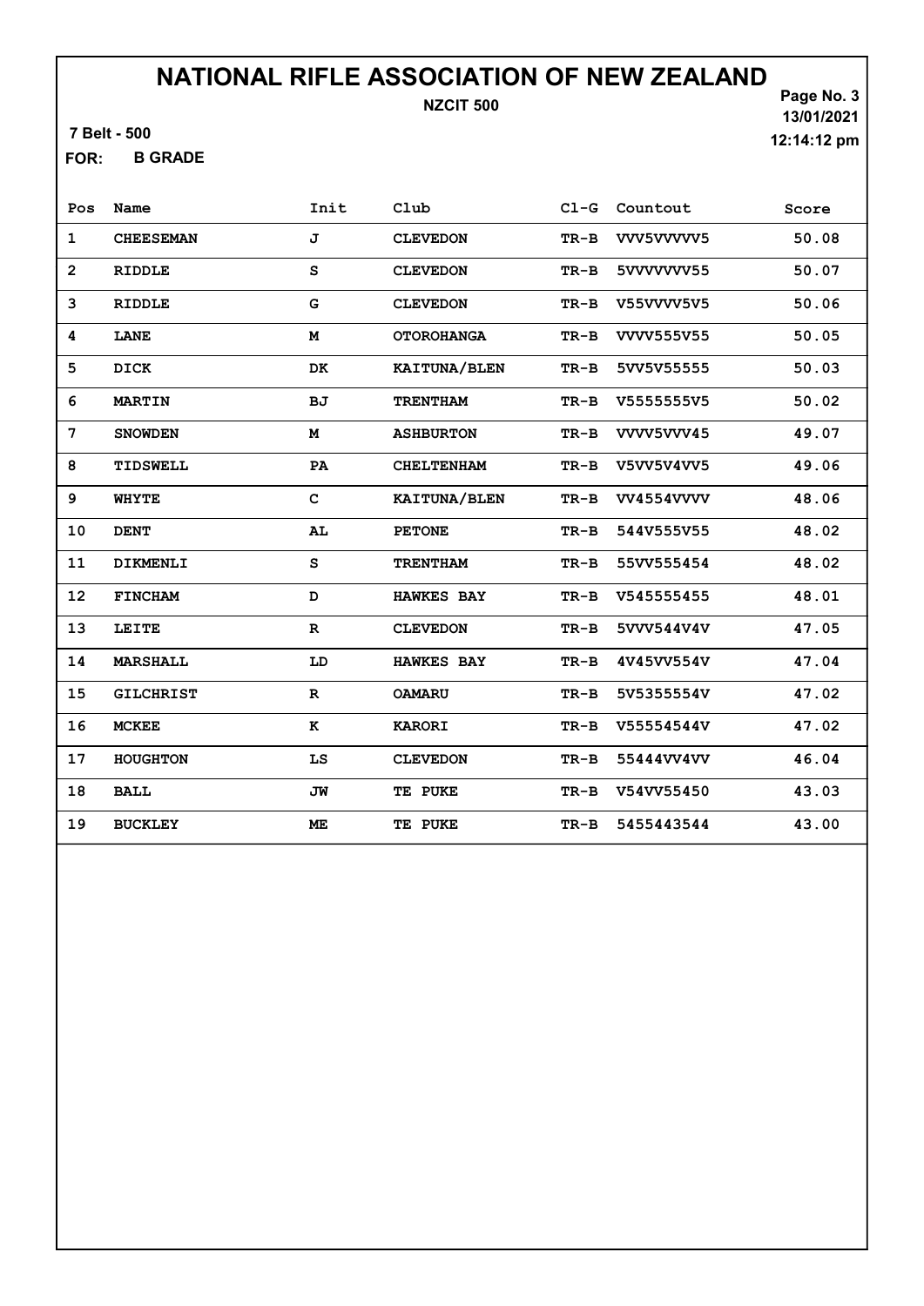# NATIONAL RIFLE ASSOCIATION OF NEW ZEALAND

**NZCIT 500**

7 Belt - 500

13/01/2021

12:14:12 pm

FOR: **B GRADE**

| Pos | Name | Init | Club | Cl-G | Countout | Score |
|---|---|---|---|---|---|---|
| 1 | CHEESEMAN | J | CLEVEDON | TR-B | VVV5VVVVV5 | 50.08 |
| 2 | RIDDLE | S | CLEVEDON | TR-B | 5VVVVVVV55 | 50.07 |
| 3 | RIDDLE | G | CLEVEDON | TR-B | V55VVVV5V5 | 50.06 |
| 4 | LANE | M | OTOROHANGA | TR-B | VVVV555V55 | 50.05 |
| 5 | DICK | DK | KAITUNA/BLEN | TR-B | 5VV5V55555 | 50.03 |
| 6 | MARTIN | BJ | TRENTHAM | TR-B | V5555555V5 | 50.02 |
| 7 | SNOWDEN | M | ASHBURTON | TR-B | VVVV5VVV45 | 49.07 |
| 8 | TIDSWELL | PA | CHELTENHAM | TR-B | V5VV5V4VV5 | 49.06 |
| 9 | WHYTE | C | KAITUNA/BLEN | TR-B | VV4554VVVV | 48.06 |
| 10 | DENT | AL | PETONE | TR-B | 544V555V55 | 48.02 |
| 11 | DIKMENLI | S | TRENTHAM | TR-B | 55VV555454 | 48.02 |
| 12 | FINCHAM | D | HAWKES BAY | TR-B | V545555455 | 48.01 |
| 13 | LEITE | R | CLEVEDON | TR-B | 5VVV544V4V | 47.05 |
| 14 | MARSHALL | LD | HAWKES BAY | TR-B | 4V45VV554V | 47.04 |
| 15 | GILCHRIST | R | OAMARU | TR-B | 5V5355554V | 47.02 |
| 16 | MCKEE | K | KARORI | TR-B | V55554544V | 47.02 |
| 17 | HOUGHTON | LS | CLEVEDON | TR-B | 55444VV4VV | 46.04 |
| 18 | BALL | JW | TE PUKE | TR-B | V54VV55450 | 43.03 |
| 19 | BUCKLEY | ME | TE PUKE | TR-B | 5455443544 | 43.00 |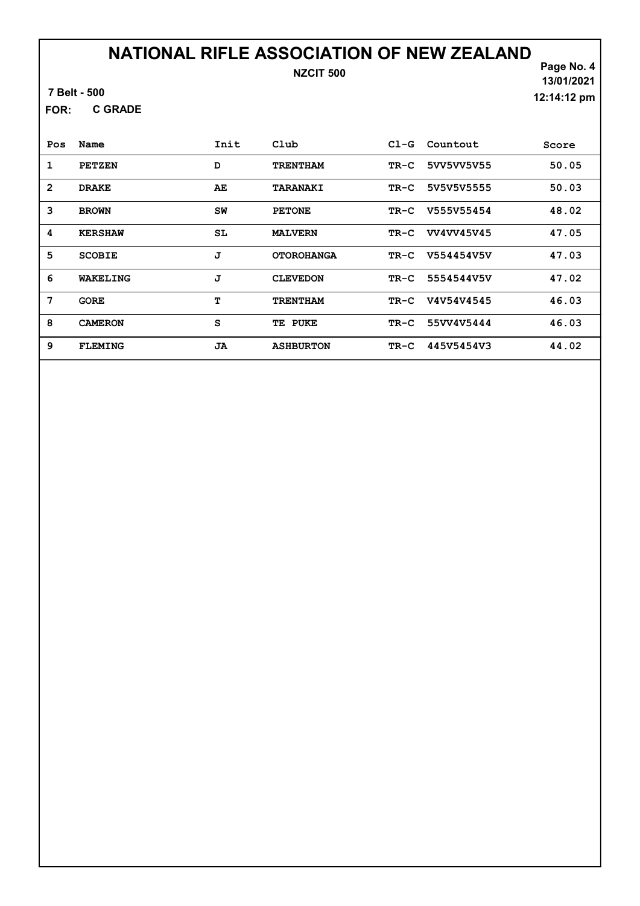# NATIONAL RIFLE ASSOCIATION OF NEW ZEALAND

NZCIT 500

Page No. 4
13/01/2021
12:14:12 pm

7 Belt - 500

FOR: C GRADE

| Pos | Name | Init | Club | Cl-G | Countout | Score |
|---|---|---|---|---|---|---|
| 1 | PETZEN | D | TRENTHAM | TR-C | 5VV5VV5V55 | 50.05 |
| 2 | DRAKE | AE | TARANAKI | TR-C | 5V5V5V5555 | 50.03 |
| 3 | BROWN | SW | PETONE | TR-C | V555V55454 | 48.02 |
| 4 | KERSHAW | SL | MALVERN | TR-C | VV4VV45V45 | 47.05 |
| 5 | SCOBIE | J | OTOROHANGA | TR-C | V554454V5V | 47.03 |
| 6 | WAKELING | J | CLEVEDON | TR-C | 5554544V5V | 47.02 |
| 7 | GORE | T | TRENTHAM | TR-C | V4V54V4545 | 46.03 |
| 8 | CAMERON | S | TE PUKE | TR-C | 55VV4V5444 | 46.03 |
| 9 | FLEMING | JA | ASHBURTON | TR-C | 445V5454V3 | 44.02 |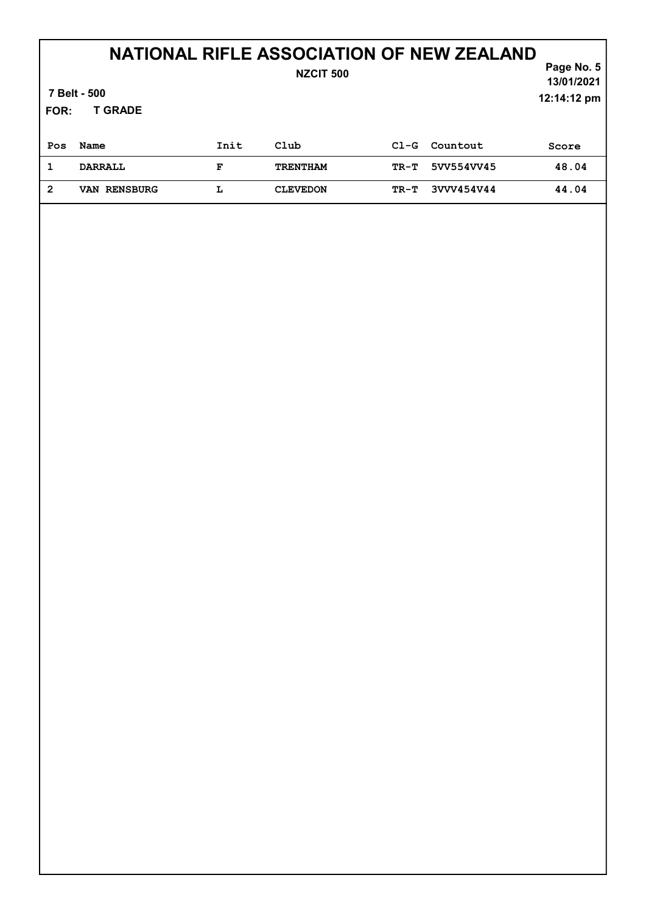# NATIONAL RIFLE ASSOCIATION OF NEW ZEALAND

**NZCIT 500**

**7 Belt - 500**

**FOR: T GRADE**

| Pos | Name | Init | Club | Cl-G | Countout | Score |
|---|---|---|---|---|---|---|
| 1 | DARRALL | F | TRENTHAM | TR-T | 5VV554VV45 | 48.04 |
| 2 | VAN RENSBURG | L | CLEVEDON | TR-T | 3VVV454V44 | 44.04 |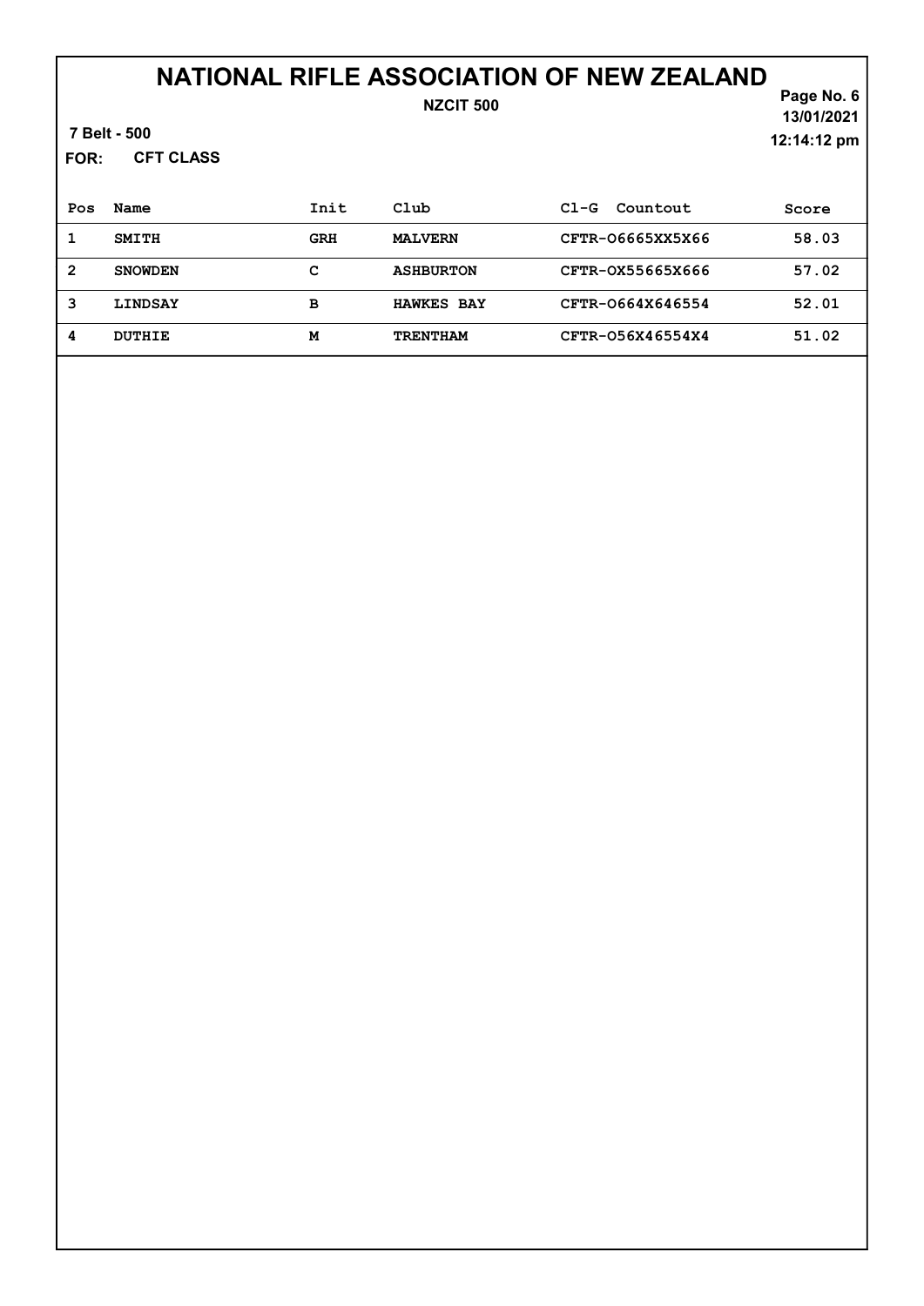# NATIONAL RIFLE ASSOCIATION OF NEW ZEALAND

**NZCIT 500**

13/01/2021

12:14:12 pm

**7 Belt - 500**

**FOR: CFT CLASS**

| Pos | Name | Init | Club | Cl-G Countout | Score |
|---|---|---|---|---|---|
| 1 | SMITH | GRH | MALVERN | CFTR-O6665XX5X66 | 58.03 |
| 2 | SNOWDEN | C | ASHBURTON | CFTR-OX55665X666 | 57.02 |
| 3 | LINDSAY | B | HAWKES BAY | CFTR-O664X646554 | 52.01 |
| 4 | DUTHIE | M | TRENTHAM | CFTR-O56X46554X4 | 51.02 |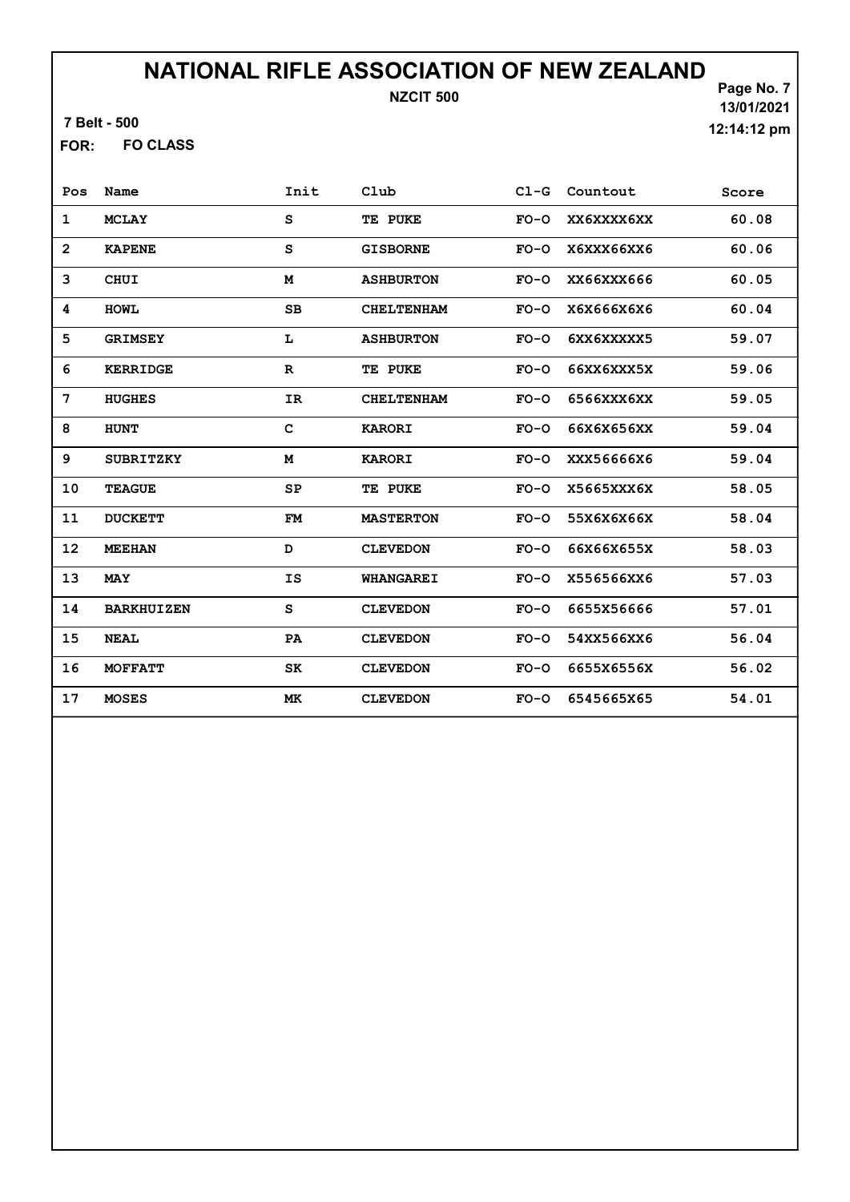# NATIONAL RIFLE ASSOCIATION OF NEW ZEALAND

**NZCIT 500**

7 Belt - 500

FOR: **FO CLASS**

13/01/2021
12:14:12 pm

| Pos | Name | Init | Club | Cl-G | Countout | Score |
|---|---|---|---|---|---|---|
| 1 | MCLAY | S | TE PUKE | FO-O | XX6XXXX6XX | 60.08 |
| 2 | KAPENE | S | GISBORNE | FO-O | X6XXX66XX6 | 60.06 |
| 3 | CHUI | M | ASHBURTON | FO-O | XX66XXX666 | 60.05 |
| 4 | HOWL | SB | CHELTENHAM | FO-O | X6X666X6X6 | 60.04 |
| 5 | GRIMSEY | L | ASHBURTON | FO-O | 6XX6XXXXX5 | 59.07 |
| 6 | KERRIDGE | R | TE PUKE | FO-O | 66XX6XXX5X | 59.06 |
| 7 | HUGHES | IR | CHELTENHAM | FO-O | 6566XXX6XX | 59.05 |
| 8 | HUNT | C | KARORI | FO-O | 66X6X656XX | 59.04 |
| 9 | SUBRITZKY | M | KARORI | FO-O | XXX56666X6 | 59.04 |
| 10 | TEAGUE | SP | TE PUKE | FO-O | X5665XXX6X | 58.05 |
| 11 | DUCKETT | FM | MASTERTON | FO-O | 55X6X6X66X | 58.04 |
| 12 | MEEHAN | D | CLEVEDON | FO-O | 66X66X655X | 58.03 |
| 13 | MAY | IS | WHANGAREI | FO-O | X556566XX6 | 57.03 |
| 14 | BARKHUIZEN | S | CLEVEDON | FO-O | 6655X56666 | 57.01 |
| 15 | NEAL | PA | CLEVEDON | FO-O | 54XX566XX6 | 56.04 |
| 16 | MOFFATT | SK | CLEVEDON | FO-O | 6655X6556X | 56.02 |
| 17 | MOSES | MK | CLEVEDON | FO-O | 6545665X65 | 54.01 |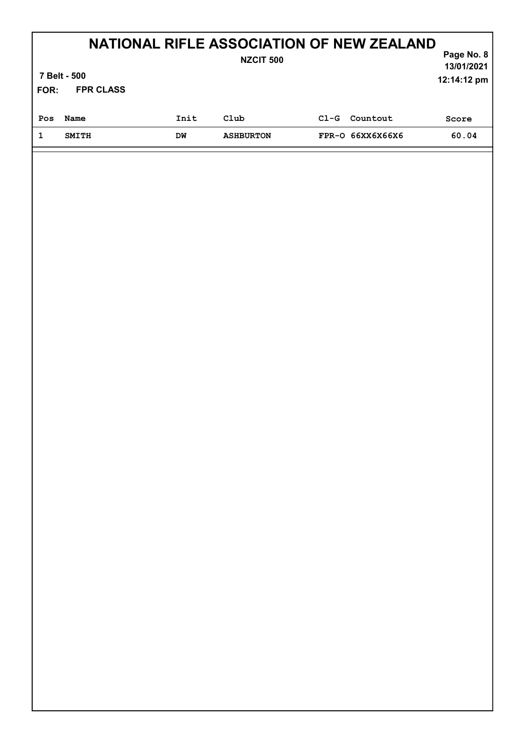# NATIONAL RIFLE ASSOCIATION OF NEW ZEALAND

**NZCIT 500**

**7 Belt - 500**

**FOR: FPR CLASS**

13/01/2021
12:14:12 pm

| Pos | Name | Init | Club | Cl-G | Countout | Score |
|---|---|---|---|---|---|---|
| 1 | SMITH | DW | ASHBURTON | FPR-O | 66XX6X66X6 | 60.04 |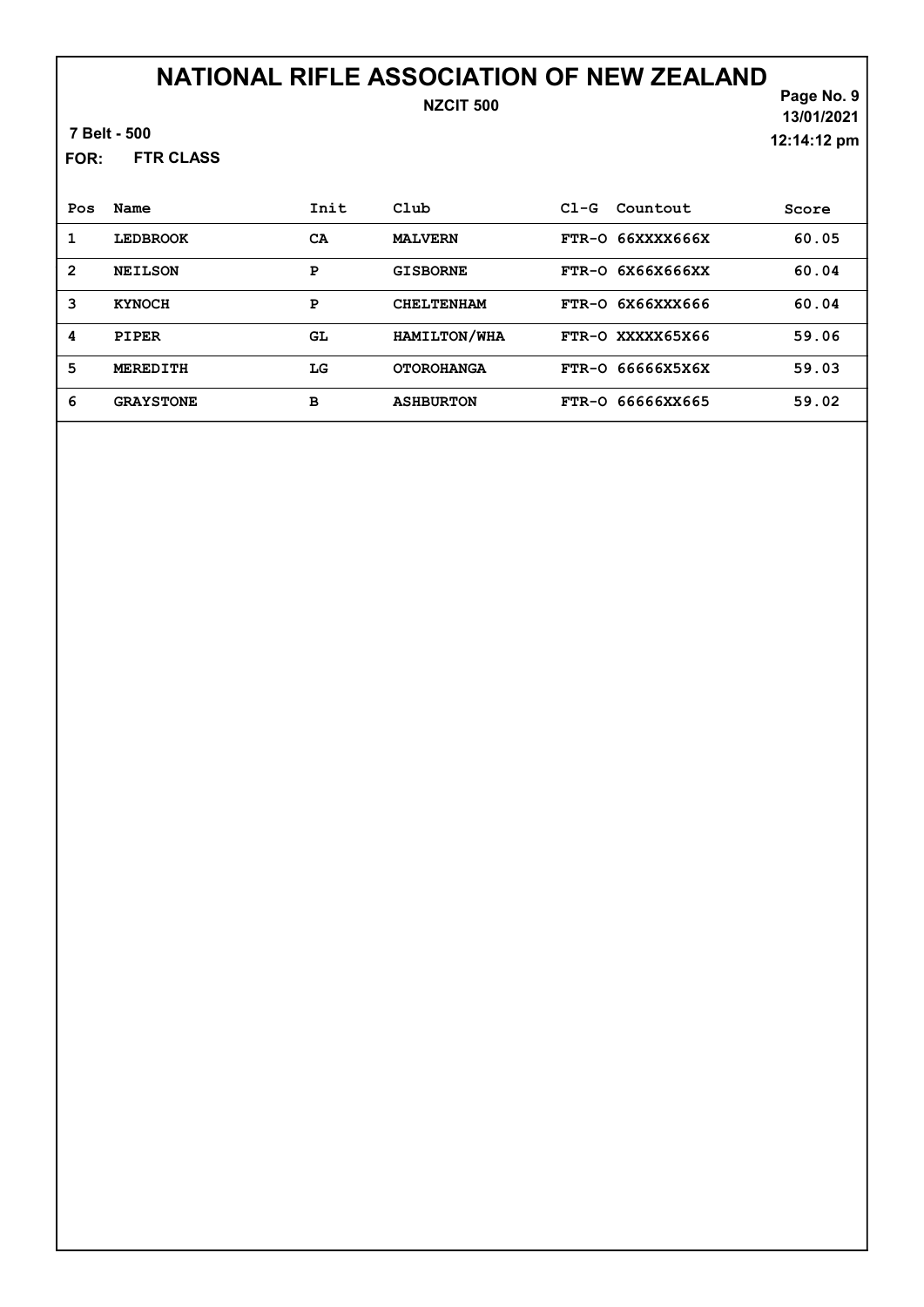# NATIONAL RIFLE ASSOCIATION OF NEW ZEALAND

**NZCIT 500**

13/01/2021

12:14:12 pm

7 Belt - 500

FOR: **FTR CLASS**

| Pos | Name | Init | Club | Cl-G | Countout | Score |
|---|---|---|---|---|---|---|
| 1 | LEDBROOK | CA | MALVERN | FTR-O | 66XXXX666X | 60.05 |
| 2 | NEILSON | P | GISBORNE | FTR-O | 6X66X666XX | 60.04 |
| 3 | KYNOCH | P | CHELTENHAM | FTR-O | 6X66XXX666 | 60.04 |
| 4 | PIPER | GL | HAMILTON/WHA | FTR-O | XXXXX65X66 | 59.06 |
| 5 | MEREDITH | LG | OTOROHANGA | FTR-O | 66666X5X6X | 59.03 |
| 6 | GRAYSTONE | B | ASHBURTON | FTR-O | 66666XX665 | 59.02 |